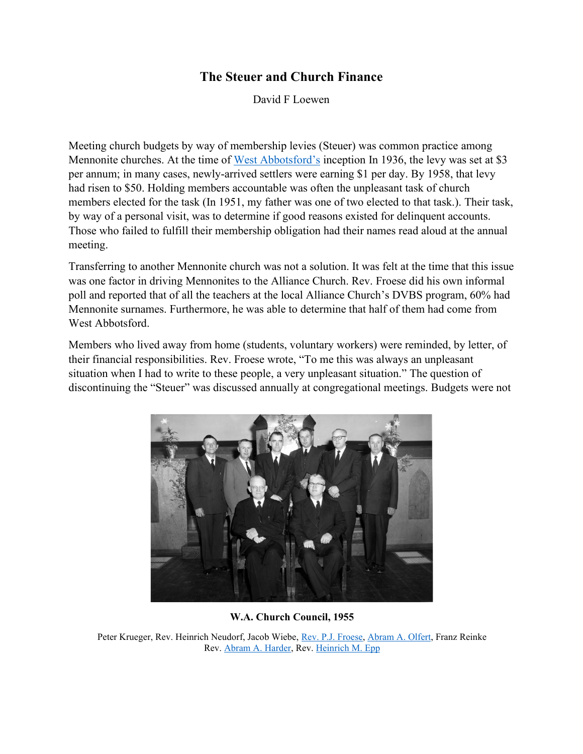# The Steuer and Church Finance

David F Loewen

Meeting church budgets by way of membership levies (Steuer) was common practice among Mennonite churches. At the time of West Abbotsford's inception In 1936, the levy was set at $3 per annum; in many cases, newly-arrived settlers were earning $1 per day. By 1958, that levy had risen to $50. Holding members accountable was often the unpleasant task of church members elected for the task (In 1951, my father was one of two elected to that task.). Their task, by way of a personal visit, was to determine if good reasons existed for delinquent accounts. Those who failed to fulfill their membership obligation had their names read aloud at the annual meeting.

Transferring to another Mennonite church was not a solution. It was felt at the time that this issue was one factor in driving Mennonites to the Alliance Church. Rev. Froese did his own informal poll and reported that of all the teachers at the local Alliance Church's DVBS program, 60% had Mennonite surnames. Furthermore, he was able to determine that half of them had come from West Abbotsford.

Members who lived away from home (students, voluntary workers) were reminded, by letter, of their financial responsibilities. Rev. Froese wrote, "To me this was always an unpleasant situation when I had to write to these people, a very unpleasant situation." The question of discontinuing the "Steuer" was discussed annually at congregational meetings. Budgets were not

**W.A. Church Council, 1955**

Peter Krueger, Rev. Heinrich Neudorf, Jacob Wiebe, Rev. P.J. Froese, Abram A. Olfert, Franz Reinke
Rev. Abram A. Harder, Rev. Heinrich M. Epp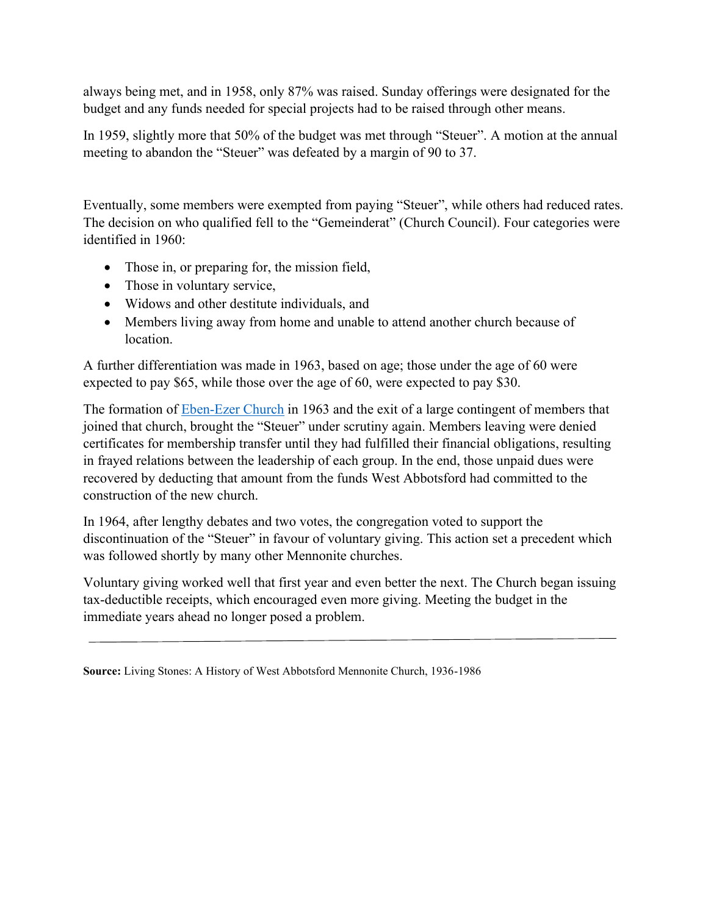always being met, and in 1958, only 87% was raised. Sunday offerings were designated for the budget and any funds needed for special projects had to be raised through other means.

In 1959, slightly more that 50% of the budget was met through "Steuer". A motion at the annual meeting to abandon the "Steuer" was defeated by a margin of 90 to 37.

Eventually, some members were exempted from paying "Steuer", while others had reduced rates. The decision on who qualified fell to the "Gemeinderat" (Church Council). Four categories were identified in 1960:

- Those in, or preparing for, the mission field,
- Those in voluntary service,
- Widows and other destitute individuals, and
- Members living away from home and unable to attend another church because of location.

A further differentiation was made in 1963, based on age; those under the age of 60 were expected to pay $65, while those over the age of 60, were expected to pay $30.

The formation of Eben-Ezer Church in 1963 and the exit of a large contingent of members that joined that church, brought the "Steuer" under scrutiny again. Members leaving were denied certificates for membership transfer until they had fulfilled their financial obligations, resulting in frayed relations between the leadership of each group. In the end, those unpaid dues were recovered by deducting that amount from the funds West Abbotsford had committed to the construction of the new church.

In 1964, after lengthy debates and two votes, the congregation voted to support the discontinuation of the "Steuer" in favour of voluntary giving. This action set a precedent which was followed shortly by many other Mennonite churches.

Voluntary giving worked well that first year and even better the next. The Church began issuing tax-deductible receipts, which encouraged even more giving. Meeting the budget in the immediate years ahead no longer posed a problem.

---

**Source:** Living Stones: A History of West Abbotsford Mennonite Church, 1936-1986